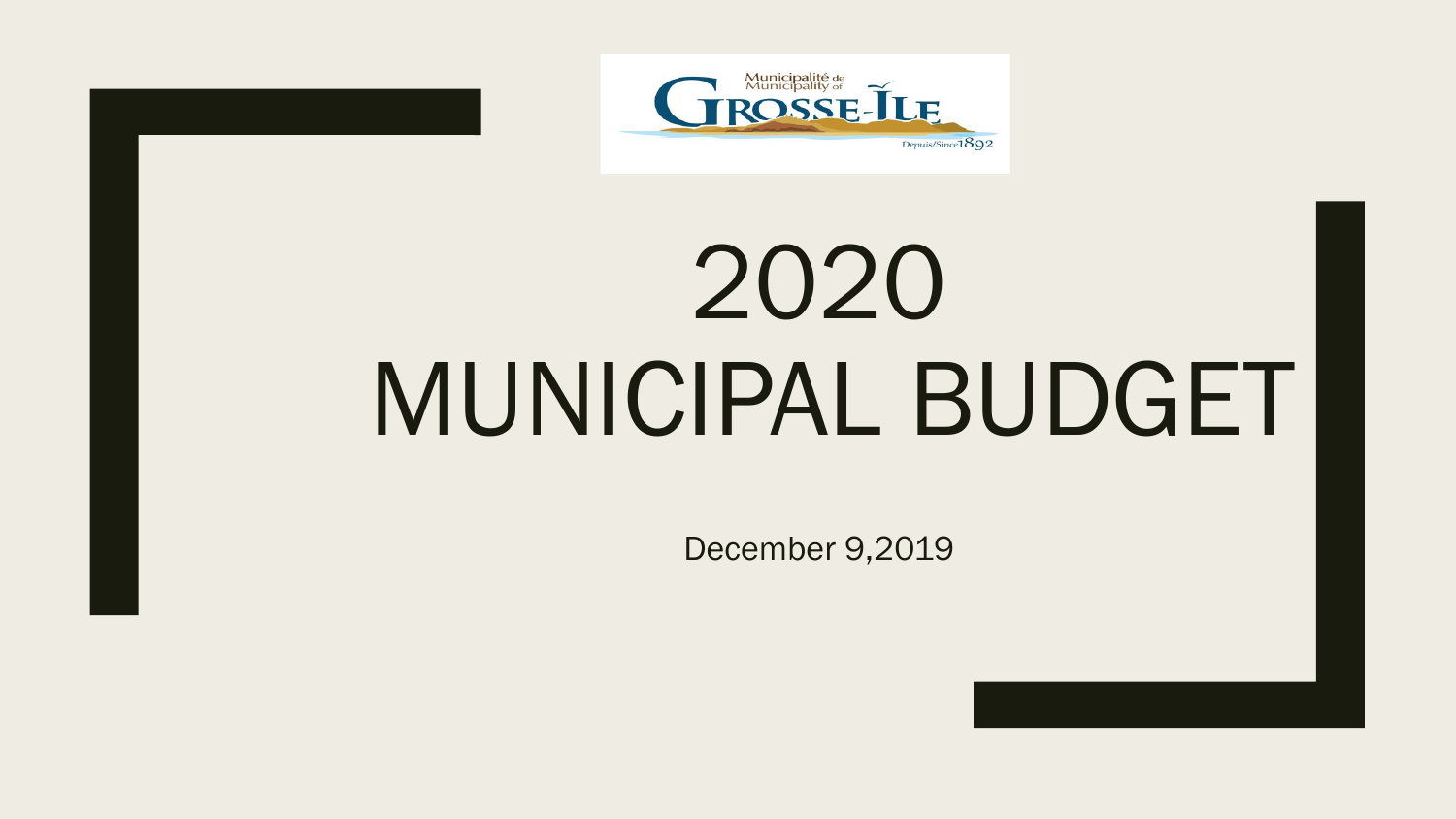Municipalité de Municipality of Grosse-Île Depuis/Since 1892

# 2020 MUNICIPAL BUDGET

December 9,2019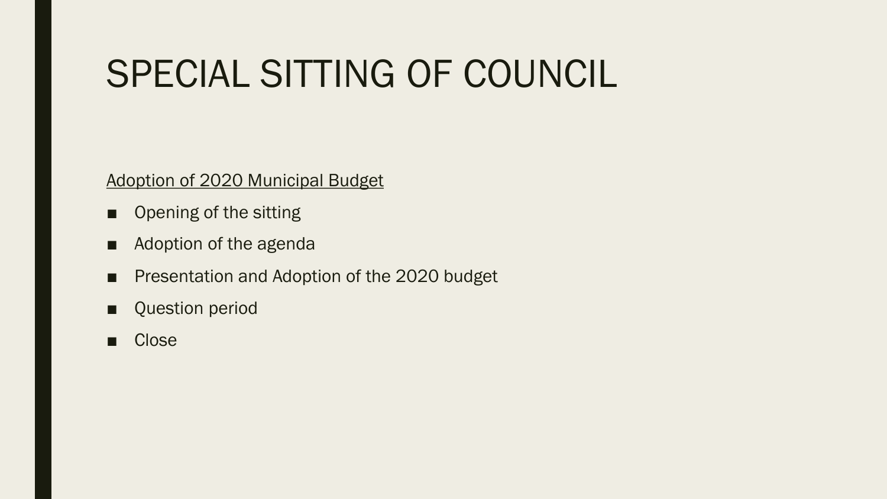# SPECIAL SITTING OF COUNCIL

<u>Adoption of 2020 Municipal Budget</u>

- Opening of the sitting
- Adoption of the agenda
- Presentation and Adoption of the 2020 budget
- Question period
- Close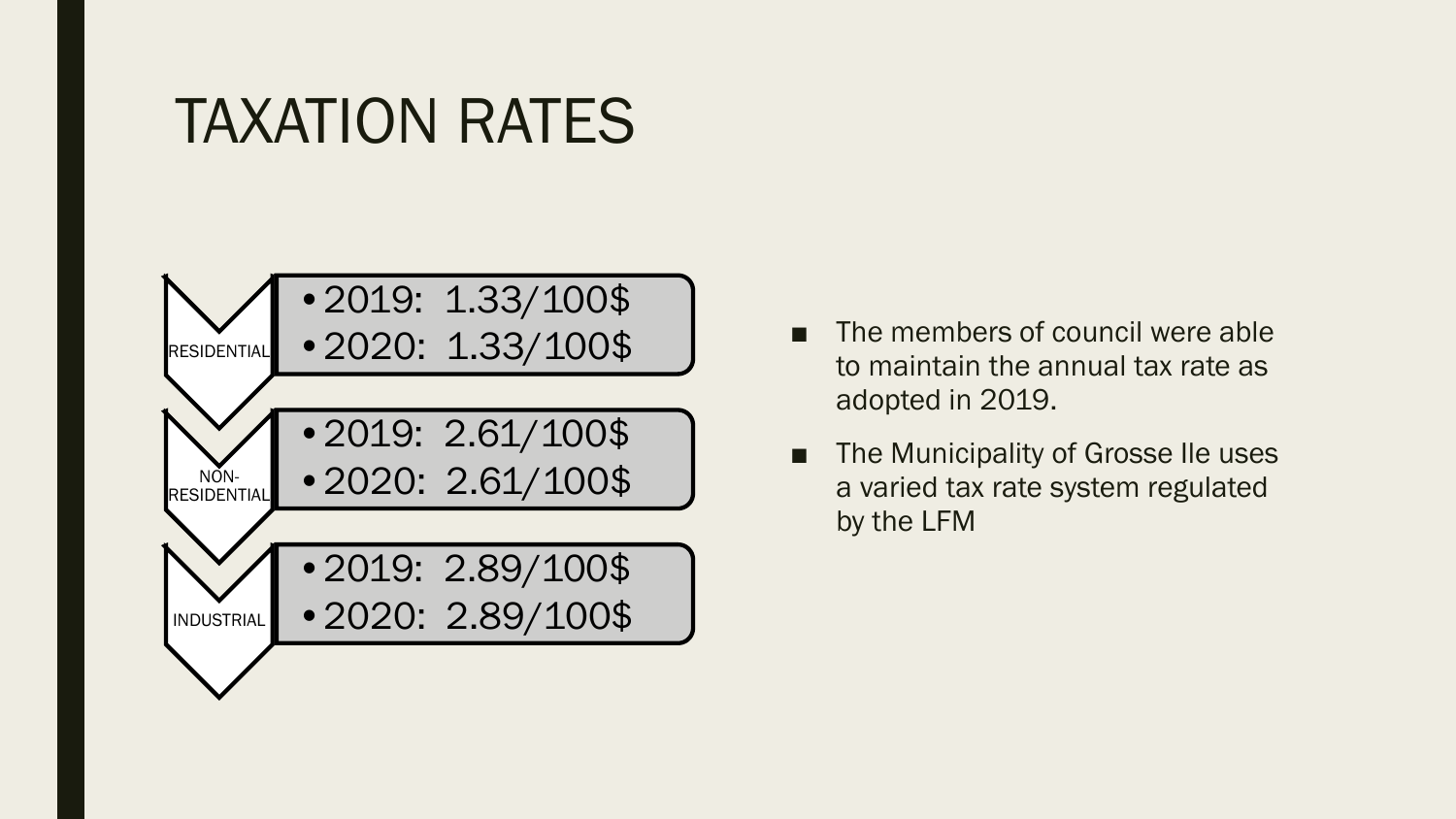# TAXATION RATES

**RESIDENTIAL**

- 2019: 1.33/100$
- 2020: 1.33/100$

**NON-RESIDENTIAL**

- 2019: 2.61/100$
- 2020: 2.61/100$

**INDUSTRIAL**

- 2019: 2.89/100$
- 2020: 2.89/100$

- The members of council were able to maintain the annual tax rate as adopted in 2019.
- The Municipality of Grosse Ile uses a varied tax rate system regulated by the LFM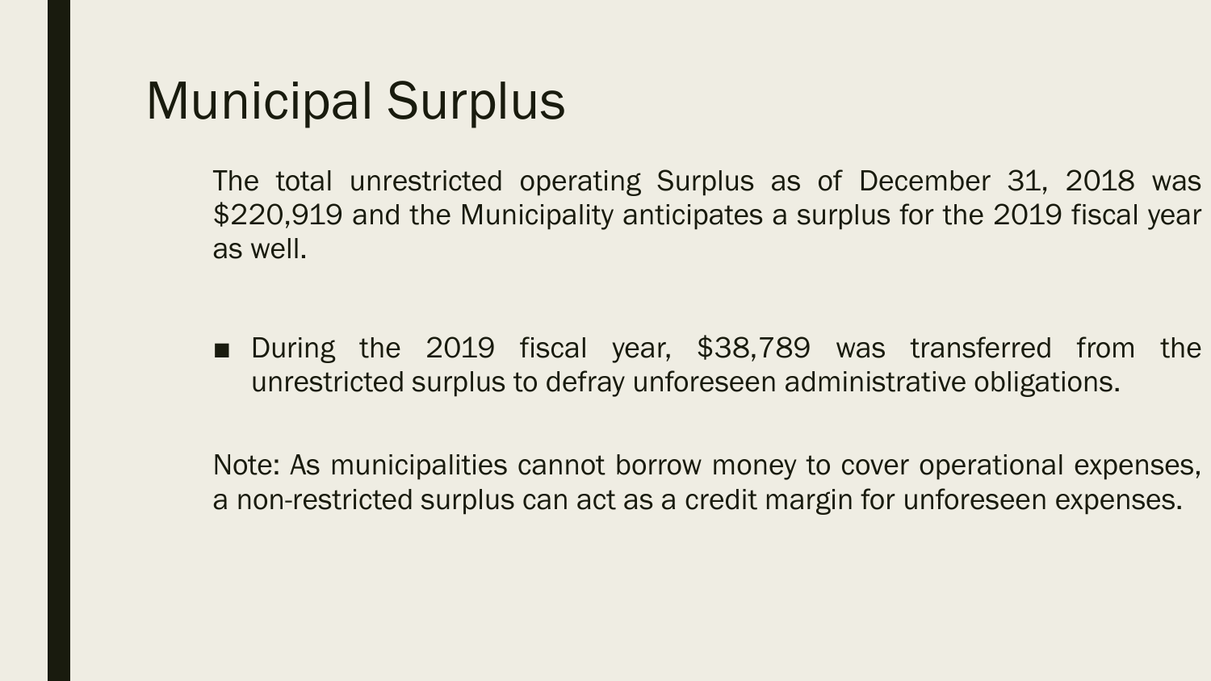# Municipal Surplus

The total unrestricted operating Surplus as of December 31, 2018 was $220,919 and the Municipality anticipates a surplus for the 2019 fiscal year as well.

- During the 2019 fiscal year, $38,789 was transferred from the unrestricted surplus to defray unforeseen administrative obligations.

Note: As municipalities cannot borrow money to cover operational expenses, a non-restricted surplus can act as a credit margin for unforeseen expenses.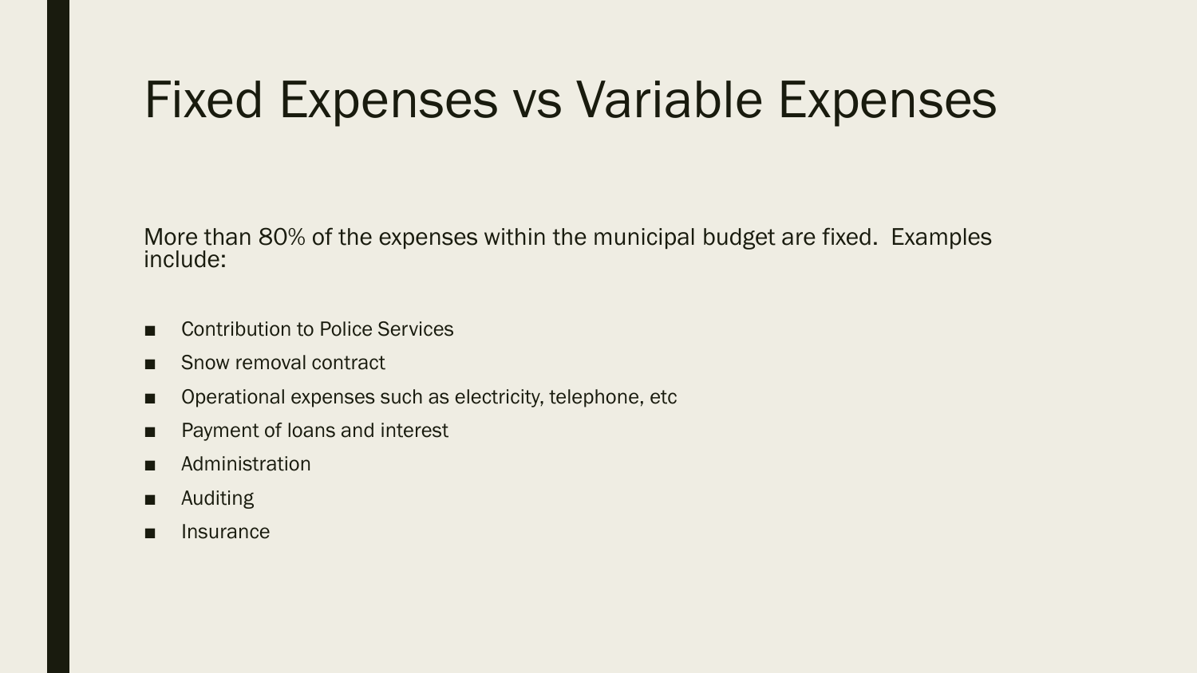# Fixed Expenses vs Variable Expenses

More than 80% of the expenses within the municipal budget are fixed.  Examples include:

- Contribution to Police Services
- Snow removal contract
- Operational expenses such as electricity, telephone, etc
- Payment of loans and interest
- Administration
- Auditing
- Insurance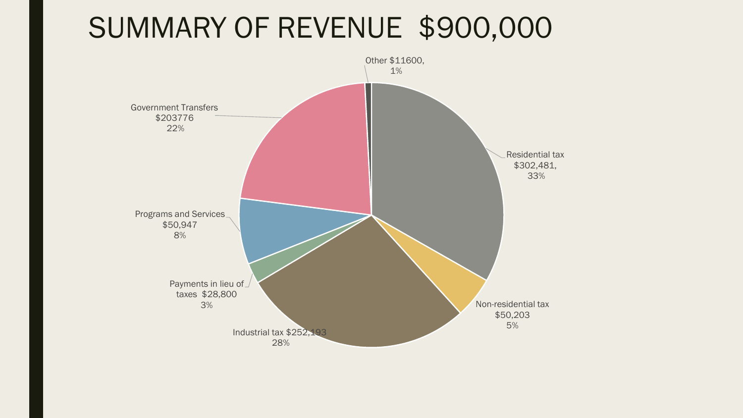# SUMMARY OF REVENUE $900,000

Other $11600, 1%

Residential tax $302,481, 33%

Non-residential tax $50,203 5%

Industrial tax $252,193 28%

Payments in lieu of taxes $28,800 3%

Programs and Services $50,947 8%

Government Transfers $203776 22%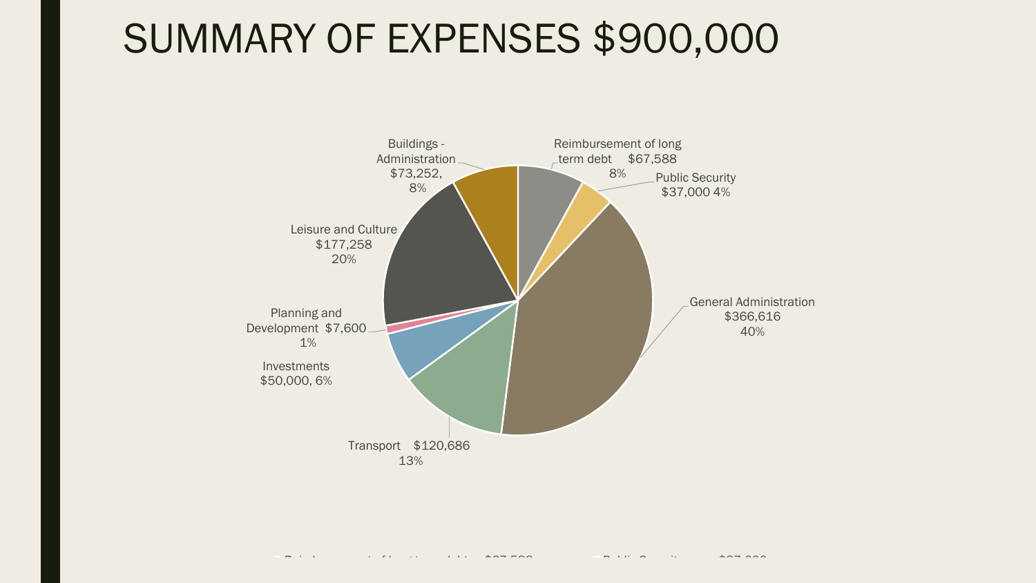# SUMMARY OF EXPENSES $900,000

Buildings - Administration $73,252, 8%

Reimbursement of long term debt $67,588 8%

Public Security $37,000 4%

Leisure and Culture $177,258 20%

General Administration $366,616 40%

Planning and Development $7,600 1%

Investments $50,000, 6%

Transport $120,686 13%